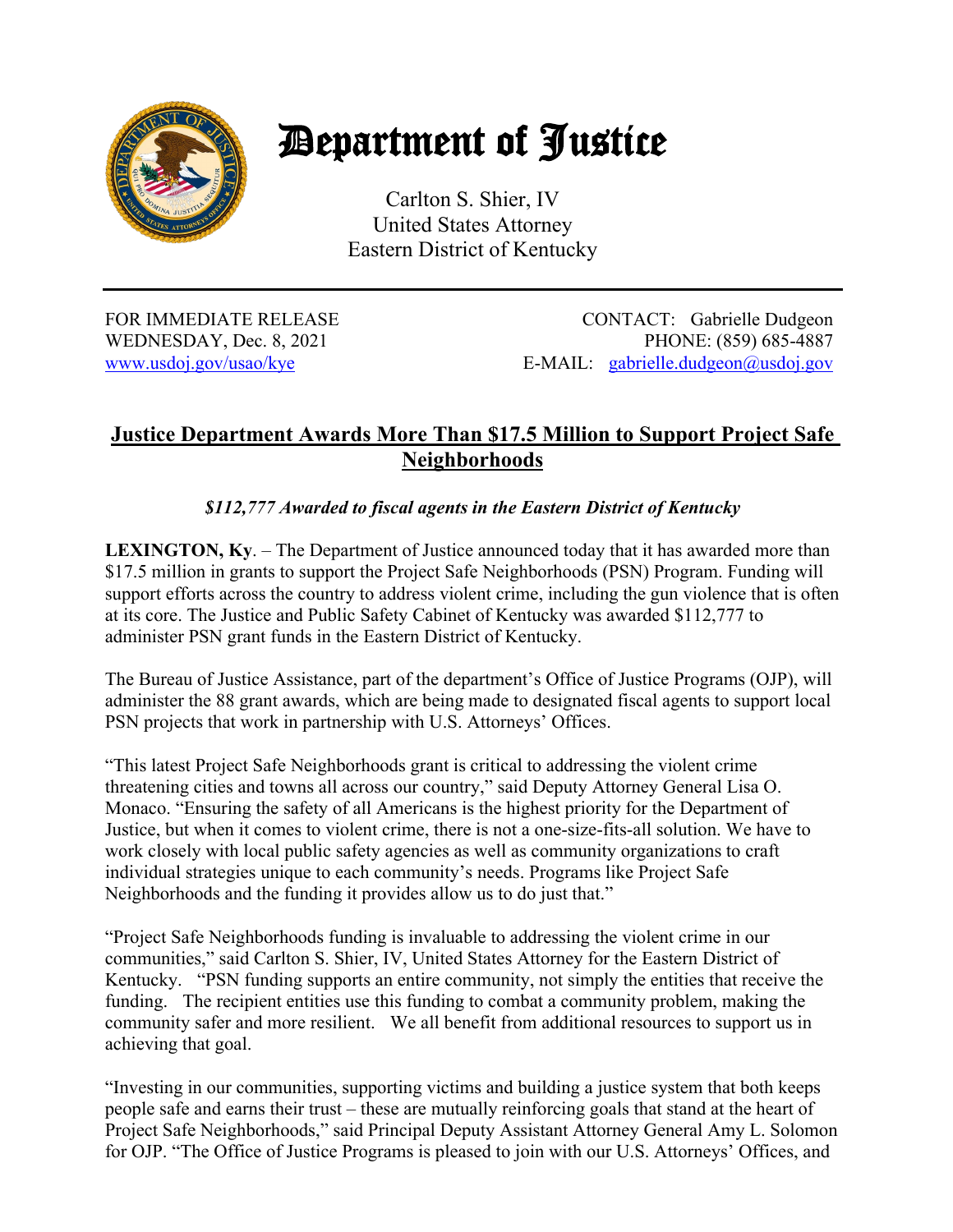# Department of Justice

Carlton S. Shier, IV
United States Attorney
Eastern District of Kentucky

---

FOR IMMEDIATE RELEASE
WEDNESDAY, Dec. 8, 2021
www.usdoj.gov/usao/kye

CONTACT: Gabrielle Dudgeon
PHONE: (859) 685-4887
E-MAIL: gabrielle.dudgeon@usdoj.gov

## Justice Department Awards More Than $17.5 Million to Support Project Safe Neighborhoods

***$112,777 Awarded to fiscal agents in the Eastern District of Kentucky***

**LEXINGTON, Ky**. – The Department of Justice announced today that it has awarded more than $17.5 million in grants to support the Project Safe Neighborhoods (PSN) Program. Funding will support efforts across the country to address violent crime, including the gun violence that is often at its core. The Justice and Public Safety Cabinet of Kentucky was awarded $112,777 to administer PSN grant funds in the Eastern District of Kentucky.

The Bureau of Justice Assistance, part of the department's Office of Justice Programs (OJP), will administer the 88 grant awards, which are being made to designated fiscal agents to support local PSN projects that work in partnership with U.S. Attorneys' Offices.

"This latest Project Safe Neighborhoods grant is critical to addressing the violent crime threatening cities and towns all across our country," said Deputy Attorney General Lisa O. Monaco. "Ensuring the safety of all Americans is the highest priority for the Department of Justice, but when it comes to violent crime, there is not a one-size-fits-all solution. We have to work closely with local public safety agencies as well as community organizations to craft individual strategies unique to each community's needs. Programs like Project Safe Neighborhoods and the funding it provides allow us to do just that."

"Project Safe Neighborhoods funding is invaluable to addressing the violent crime in our communities," said Carlton S. Shier, IV, United States Attorney for the Eastern District of Kentucky. "PSN funding supports an entire community, not simply the entities that receive the funding. The recipient entities use this funding to combat a community problem, making the community safer and more resilient. We all benefit from additional resources to support us in achieving that goal.

"Investing in our communities, supporting victims and building a justice system that both keeps people safe and earns their trust – these are mutually reinforcing goals that stand at the heart of Project Safe Neighborhoods," said Principal Deputy Assistant Attorney General Amy L. Solomon for OJP. "The Office of Justice Programs is pleased to join with our U.S. Attorneys' Offices, and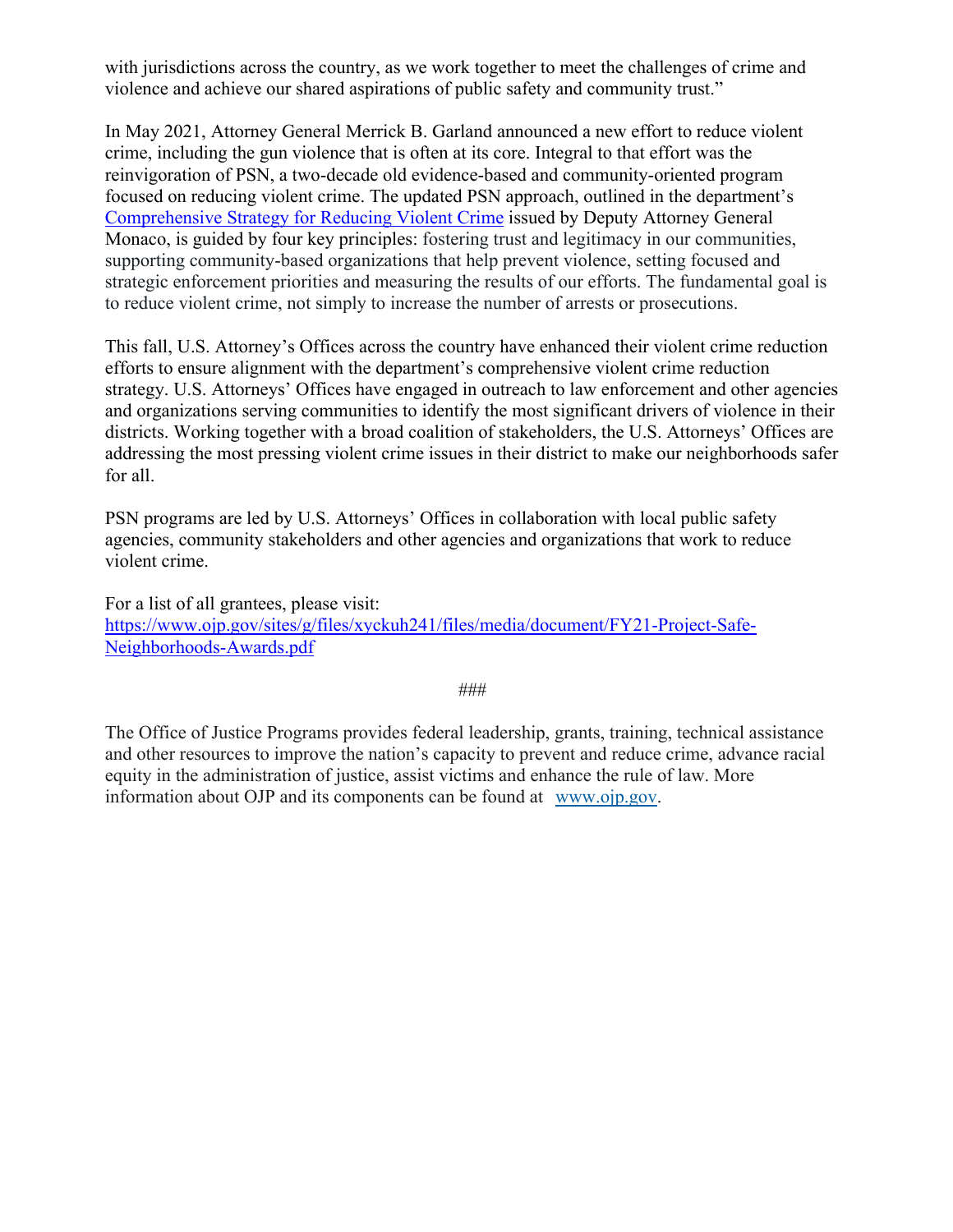with jurisdictions across the country, as we work together to meet the challenges of crime and violence and achieve our shared aspirations of public safety and community trust."

In May 2021, Attorney General Merrick B. Garland announced a new effort to reduce violent crime, including the gun violence that is often at its core. Integral to that effort was the reinvigoration of PSN, a two-decade old evidence-based and community-oriented program focused on reducing violent crime. The updated PSN approach, outlined in the department's [Comprehensive Strategy for Reducing Violent Crime] issued by Deputy Attorney General Monaco, is guided by four key principles: fostering trust and legitimacy in our communities, supporting community-based organizations that help prevent violence, setting focused and strategic enforcement priorities and measuring the results of our efforts. The fundamental goal is to reduce violent crime, not simply to increase the number of arrests or prosecutions.

This fall, U.S. Attorney's Offices across the country have enhanced their violent crime reduction efforts to ensure alignment with the department's comprehensive violent crime reduction strategy. U.S. Attorneys' Offices have engaged in outreach to law enforcement and other agencies and organizations serving communities to identify the most significant drivers of violence in their districts. Working together with a broad coalition of stakeholders, the U.S. Attorneys' Offices are addressing the most pressing violent crime issues in their district to make our neighborhoods safer for all.

PSN programs are led by U.S. Attorneys' Offices in collaboration with local public safety agencies, community stakeholders and other agencies and organizations that work to reduce violent crime.

For a list of all grantees, please visit:
https://www.ojp.gov/sites/g/files/xyckuh241/files/media/document/FY21-Project-Safe-Neighborhoods-Awards.pdf

###

The Office of Justice Programs provides federal leadership, grants, training, technical assistance and other resources to improve the nation's capacity to prevent and reduce crime, advance racial equity in the administration of justice, assist victims and enhance the rule of law. More information about OJP and its components can be found at www.ojp.gov.